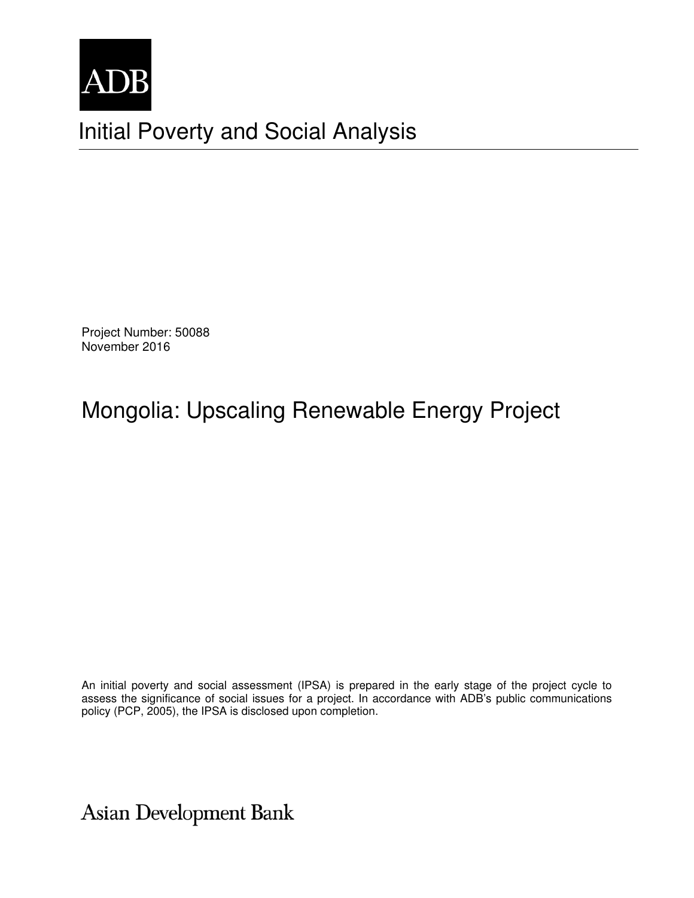ADB

# Initial Poverty and Social Analysis

Project Number: 50088
November 2016

## Mongolia: Upscaling Renewable Energy Project

An initial poverty and social assessment (IPSA) is prepared in the early stage of the project cycle to assess the significance of social issues for a project. In accordance with ADB's public communications policy (PCP, 2005), the IPSA is disclosed upon completion.

Asian Development Bank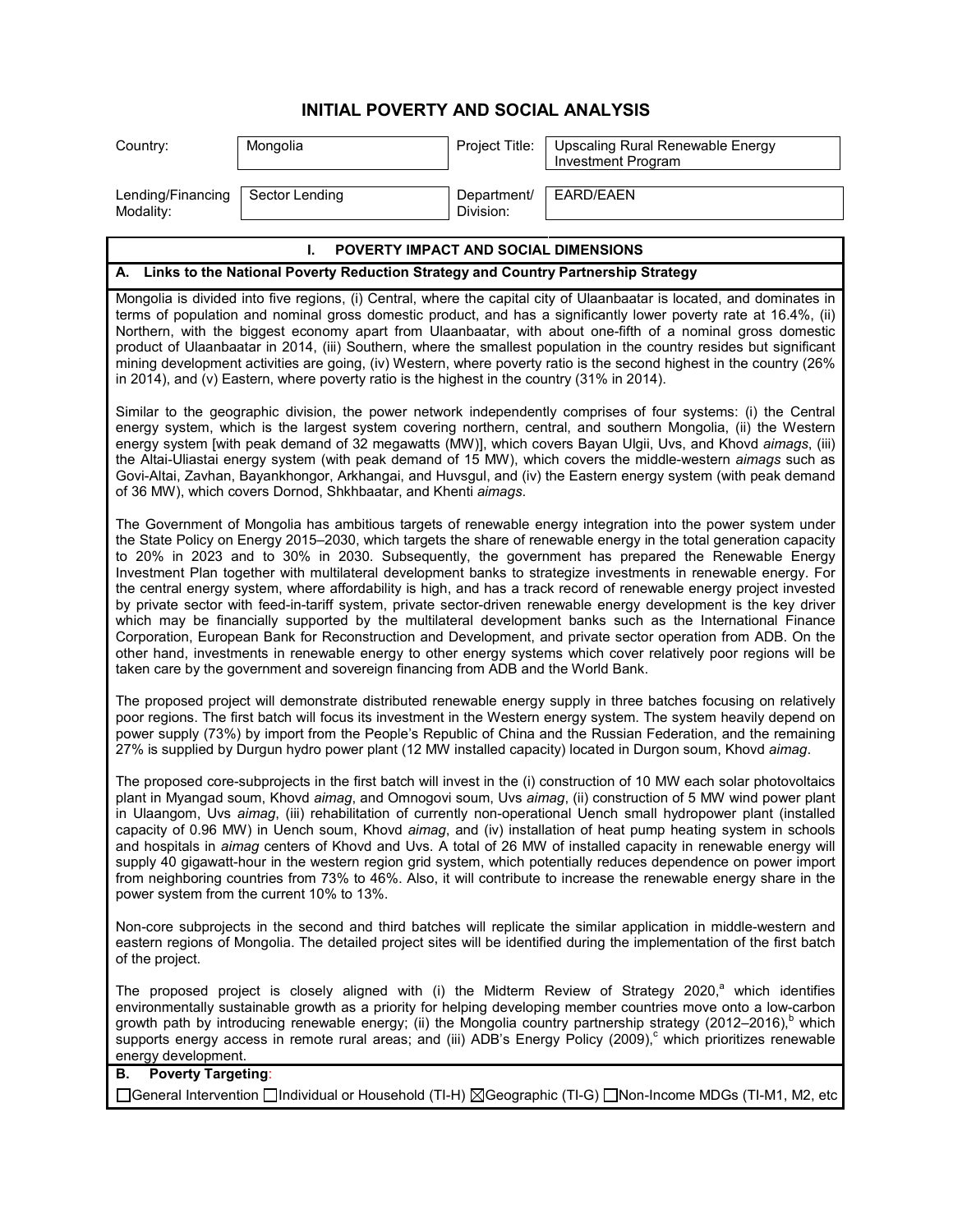# INITIAL POVERTY AND SOCIAL ANALYSIS

| | | | |
|---|---|---|---|
| Country: | Mongolia | Project Title: | Upscaling Rural Renewable Energy Investment Program |
| Lending/Financing Modality: | Sector Lending | Department/ Division: | EARD/EAEN |

## I. POVERTY IMPACT AND SOCIAL DIMENSIONS

### A. Links to the National Poverty Reduction Strategy and Country Partnership Strategy

Mongolia is divided into five regions, (i) Central, where the capital city of Ulaanbaatar is located, and dominates in terms of population and nominal gross domestic product, and has a significantly lower poverty rate at 16.4%, (ii) Northern, with the biggest economy apart from Ulaanbaatar, with about one-fifth of a nominal gross domestic product of Ulaanbaatar in 2014, (iii) Southern, where the smallest population in the country resides but significant mining development activities are going, (iv) Western, where poverty ratio is the second highest in the country (26% in 2014), and (v) Eastern, where poverty ratio is the highest in the country (31% in 2014).

Similar to the geographic division, the power network independently comprises of four systems: (i) the Central energy system, which is the largest system covering northern, central, and southern Mongolia, (ii) the Western energy system [with peak demand of 32 megawatts (MW)], which covers Bayan Ulgii, Uvs, and Khovd *aimags*, (iii) the Altai-Uliastai energy system (with peak demand of 15 MW), which covers the middle-western *aimags* such as Govi-Altai, Zavhan, Bayankhongor, Arkhangai, and Huvsgul, and (iv) the Eastern energy system (with peak demand of 36 MW), which covers Dornod, Shkhbaatar, and Khenti *aimags*.

The Government of Mongolia has ambitious targets of renewable energy integration into the power system under the State Policy on Energy 2015–2030, which targets the share of renewable energy in the total generation capacity to 20% in 2023 and to 30% in 2030. Subsequently, the government has prepared the Renewable Energy Investment Plan together with multilateral development banks to strategize investments in renewable energy. For the central energy system, where affordability is high, and has a track record of renewable energy project invested by private sector with feed-in-tariff system, private sector-driven renewable energy development is the key driver which may be financially supported by the multilateral development banks such as the International Finance Corporation, European Bank for Reconstruction and Development, and private sector operation from ADB. On the other hand, investments in renewable energy to other energy systems which cover relatively poor regions will be taken care by the government and sovereign financing from ADB and the World Bank.

The proposed project will demonstrate distributed renewable energy supply in three batches focusing on relatively poor regions. The first batch will focus its investment in the Western energy system. The system heavily depend on power supply (73%) by import from the People's Republic of China and the Russian Federation, and the remaining 27% is supplied by Durgun hydro power plant (12 MW installed capacity) located in Durgon soum, Khovd *aimag*.

The proposed core-subprojects in the first batch will invest in the (i) construction of 10 MW each solar photovoltaics plant in Myangad soum, Khovd *aimag*, and Omnogovi soum, Uvs *aimag*, (ii) construction of 5 MW wind power plant in Ulaangom, Uvs *aimag*, (iii) rehabilitation of currently non-operational Uench small hydropower plant (installed capacity of 0.96 MW) in Uench soum, Khovd *aimag*, and (iv) installation of heat pump heating system in schools and hospitals in *aimag* centers of Khovd and Uvs. A total of 26 MW of installed capacity in renewable energy will supply 40 gigawatt-hour in the western region grid system, which potentially reduces dependence on power import from neighboring countries from 73% to 46%. Also, it will contribute to increase the renewable energy share in the power system from the current 10% to 13%.

Non-core subprojects in the second and third batches will replicate the similar application in middle-western and eastern regions of Mongolia. The detailed project sites will be identified during the implementation of the first batch of the project.

The proposed project is closely aligned with (i) the Midterm Review of Strategy 2020,[a] which identifies environmentally sustainable growth as a priority for helping developing member countries move onto a low-carbon growth path by introducing renewable energy; (ii) the Mongolia country partnership strategy (2012–2016),[b] which supports energy access in remote rural areas; and (iii) ADB's Energy Policy (2009),[c] which prioritizes renewable energy development.

### B. Poverty Targeting:

☐General Intervention ☐Individual or Household (TI-H) ☒Geographic (TI-G) ☐Non-Income MDGs (TI-M1, M2, etc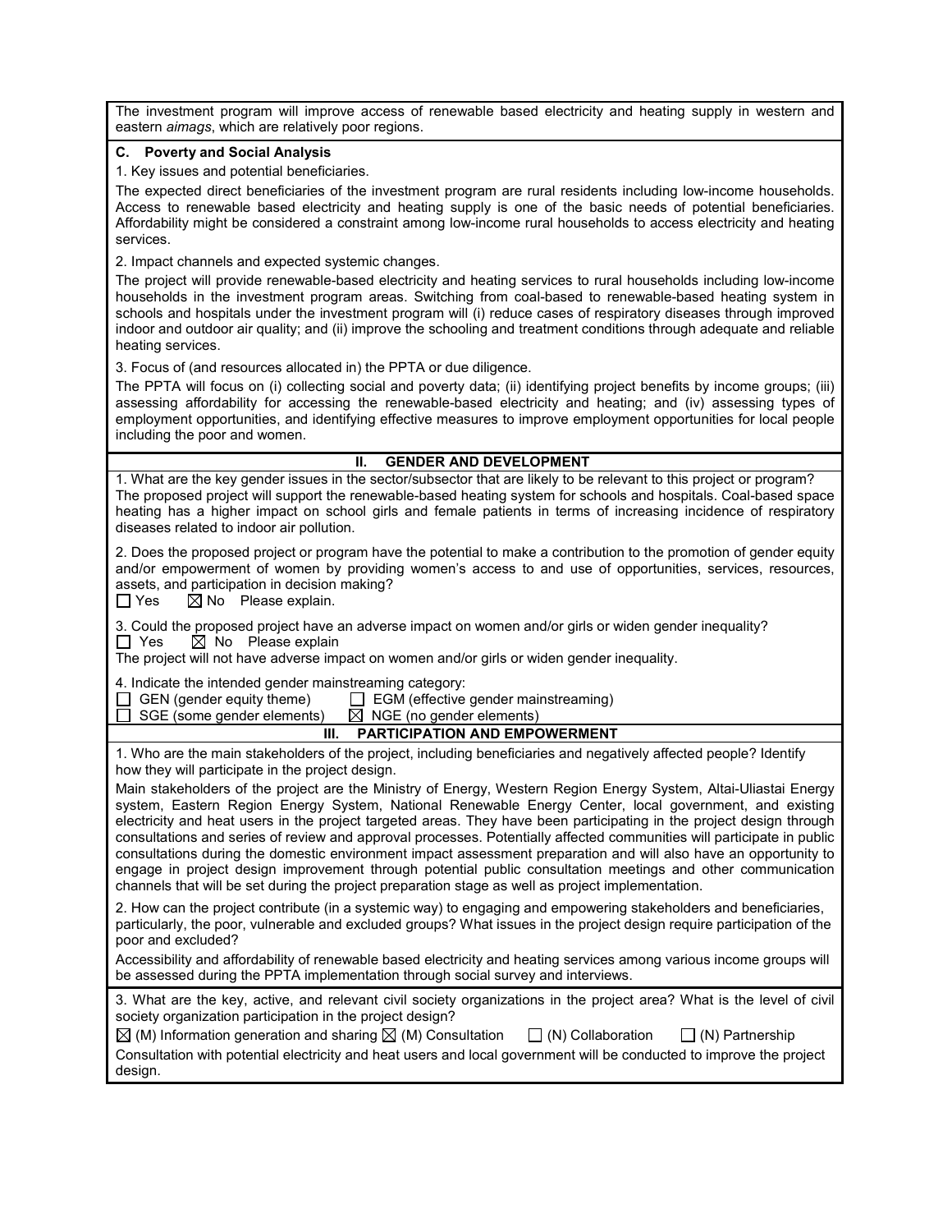The investment program will improve access of renewable based electricity and heating supply in western and eastern *aimags*, which are relatively poor regions.

### C. Poverty and Social Analysis

1. Key issues and potential beneficiaries.

The expected direct beneficiaries of the investment program are rural residents including low-income households. Access to renewable based electricity and heating supply is one of the basic needs of potential beneficiaries. Affordability might be considered a constraint among low-income rural households to access electricity and heating services.

2. Impact channels and expected systemic changes.

The project will provide renewable-based electricity and heating services to rural households including low-income households in the investment program areas. Switching from coal-based to renewable-based heating system in schools and hospitals under the investment program will (i) reduce cases of respiratory diseases through improved indoor and outdoor air quality; and (ii) improve the schooling and treatment conditions through adequate and reliable heating services.

3. Focus of (and resources allocated in) the PPTA or due diligence.

The PPTA will focus on (i) collecting social and poverty data; (ii) identifying project benefits by income groups; (iii) assessing affordability for accessing the renewable-based electricity and heating; and (iv) assessing types of employment opportunities, and identifying effective measures to improve employment opportunities for local people including the poor and women.

## II. GENDER AND DEVELOPMENT

1. What are the key gender issues in the sector/subsector that are likely to be relevant to this project or program?

The proposed project will support the renewable-based heating system for schools and hospitals. Coal-based space heating has a higher impact on school girls and female patients in terms of increasing incidence of respiratory diseases related to indoor air pollution.

2. Does the proposed project or program have the potential to make a contribution to the promotion of gender equity and/or empowerment of women by providing women's access to and use of opportunities, services, resources, assets, and participation in decision making?

☐ Yes ☒ No Please explain.

3. Could the proposed project have an adverse impact on women and/or girls or widen gender inequality?

☐ Yes ☒ No Please explain

The project will not have adverse impact on women and/or girls or widen gender inequality.

4. Indicate the intended gender mainstreaming category:

☐ GEN (gender equity theme) ☐ EGM (effective gender mainstreaming)
☐ SGE (some gender elements) ☒ NGE (no gender elements)

## III. PARTICIPATION AND EMPOWERMENT

1. Who are the main stakeholders of the project, including beneficiaries and negatively affected people? Identify how they will participate in the project design.

Main stakeholders of the project are the Ministry of Energy, Western Region Energy System, Altai-Uliastai Energy system, Eastern Region Energy System, National Renewable Energy Center, local government, and existing electricity and heat users in the project targeted areas. They have been participating in the project design through consultations and series of review and approval processes. Potentially affected communities will participate in public consultations during the domestic environment impact assessment preparation and will also have an opportunity to engage in project design improvement through potential public consultation meetings and other communication channels that will be set during the project preparation stage as well as project implementation.

2. How can the project contribute (in a systemic way) to engaging and empowering stakeholders and beneficiaries, particularly, the poor, vulnerable and excluded groups? What issues in the project design require participation of the poor and excluded?

Accessibility and affordability of renewable based electricity and heating services among various income groups will be assessed during the PPTA implementation through social survey and interviews.

3. What are the key, active, and relevant civil society organizations in the project area? What is the level of civil society organization participation in the project design?

☒ (M) Information generation and sharing ☒ (M) Consultation ☐ (N) Collaboration ☐ (N) Partnership

Consultation with potential electricity and heat users and local government will be conducted to improve the project design.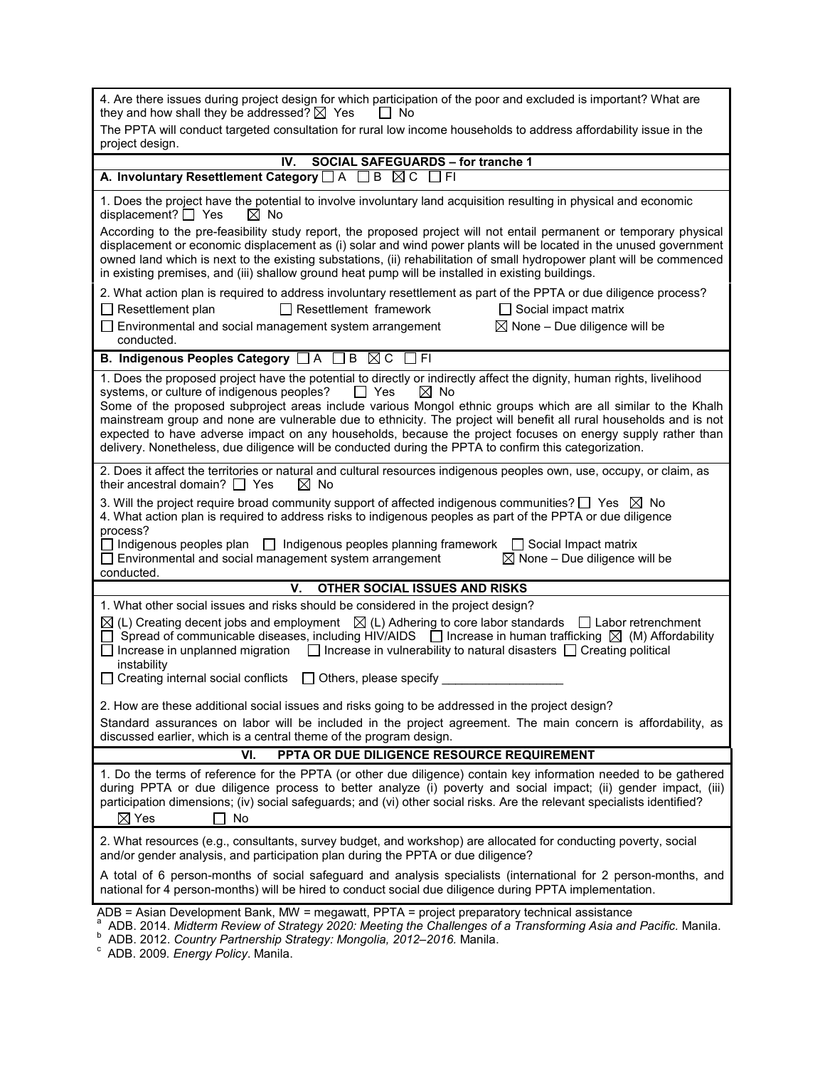4. Are there issues during project design for which participation of the poor and excluded is important? What are they and how shall they be addressed? ☒ Yes ☐ No

The PPTA will conduct targeted consultation for rural low income households to address affordability issue in the project design.

## IV. SOCIAL SAFEGUARDS – for tranche 1

**A. Involuntary Resettlement Category** ☐ A ☐ B ☒ C ☐ FI

1. Does the project have the potential to involve involuntary land acquisition resulting in physical and economic displacement? ☐ Yes ☒ No

According to the pre-feasibility study report, the proposed project will not entail permanent or temporary physical displacement or economic displacement as (i) solar and wind power plants will be located in the unused government owned land which is next to the existing substations, (ii) rehabilitation of small hydropower plant will be commenced in existing premises, and (iii) shallow ground heat pump will be installed in existing buildings.

2. What action plan is required to address involuntary resettlement as part of the PPTA or due diligence process?

☐ Resettlement plan ☐ Resettlement framework ☐ Social impact matrix
☐ Environmental and social management system arrangement ☒ None – Due diligence will be conducted.

**B. Indigenous Peoples Category** ☐ A ☐ B ☒ C ☐ FI

1. Does the proposed project have the potential to directly or indirectly affect the dignity, human rights, livelihood systems, or culture of indigenous peoples? ☐ Yes ☒ No

Some of the proposed subproject areas include various Mongol ethnic groups which are all similar to the Khalh mainstream group and none are vulnerable due to ethnicity. The project will benefit all rural households and is not expected to have adverse impact on any households, because the project focuses on energy supply rather than delivery. Nonetheless, due diligence will be conducted during the PPTA to confirm this categorization.

2. Does it affect the territories or natural and cultural resources indigenous peoples own, use, occupy, or claim, as their ancestral domain? ☐ Yes ☒ No

3. Will the project require broad community support of affected indigenous communities? ☐ Yes ☒ No

4. What action plan is required to address risks to indigenous peoples as part of the PPTA or due diligence process?

☐ Indigenous peoples plan ☐ Indigenous peoples planning framework ☐ Social Impact matrix
☐ Environmental and social management system arrangement ☒ None – Due diligence will be conducted.

## V. OTHER SOCIAL ISSUES AND RISKS

1. What other social issues and risks should be considered in the project design?

☒ (L) Creating decent jobs and employment ☒ (L) Adhering to core labor standards ☐ Labor retrenchment
☐ Spread of communicable diseases, including HIV/AIDS ☐ Increase in human trafficking ☒ (M) Affordability
☐ Increase in unplanned migration ☐ Increase in vulnerability to natural disasters ☐ Creating political instability
☐ Creating internal social conflicts ☐ Others, please specify __________________

2. How are these additional social issues and risks going to be addressed in the project design?

Standard assurances on labor will be included in the project agreement. The main concern is affordability, as discussed earlier, which is a central theme of the program design.

## VI. PPTA OR DUE DILIGENCE RESOURCE REQUIREMENT

1. Do the terms of reference for the PPTA (or other due diligence) contain key information needed to be gathered during PPTA or due diligence process to better analyze (i) poverty and social impact; (ii) gender impact, (iii) participation dimensions; (iv) social safeguards; and (vi) other social risks. Are the relevant specialists identified?

☒ Yes ☐ No

2. What resources (e.g., consultants, survey budget, and workshop) are allocated for conducting poverty, social and/or gender analysis, and participation plan during the PPTA or due diligence?

A total of 6 person-months of social safeguard and analysis specialists (international for 2 person-months, and national for 4 person-months) will be hired to conduct social due diligence during PPTA implementation.

ADB = Asian Development Bank, MW = megawatt, PPTA = project preparatory technical assistance

[a] ADB. 2014. *Midterm Review of Strategy 2020: Meeting the Challenges of a Transforming Asia and Pacific*. Manila.

[b] ADB. 2012. *Country Partnership Strategy: Mongolia, 2012–2016.* Manila.

[c] ADB. 2009. *Energy Policy*. Manila.